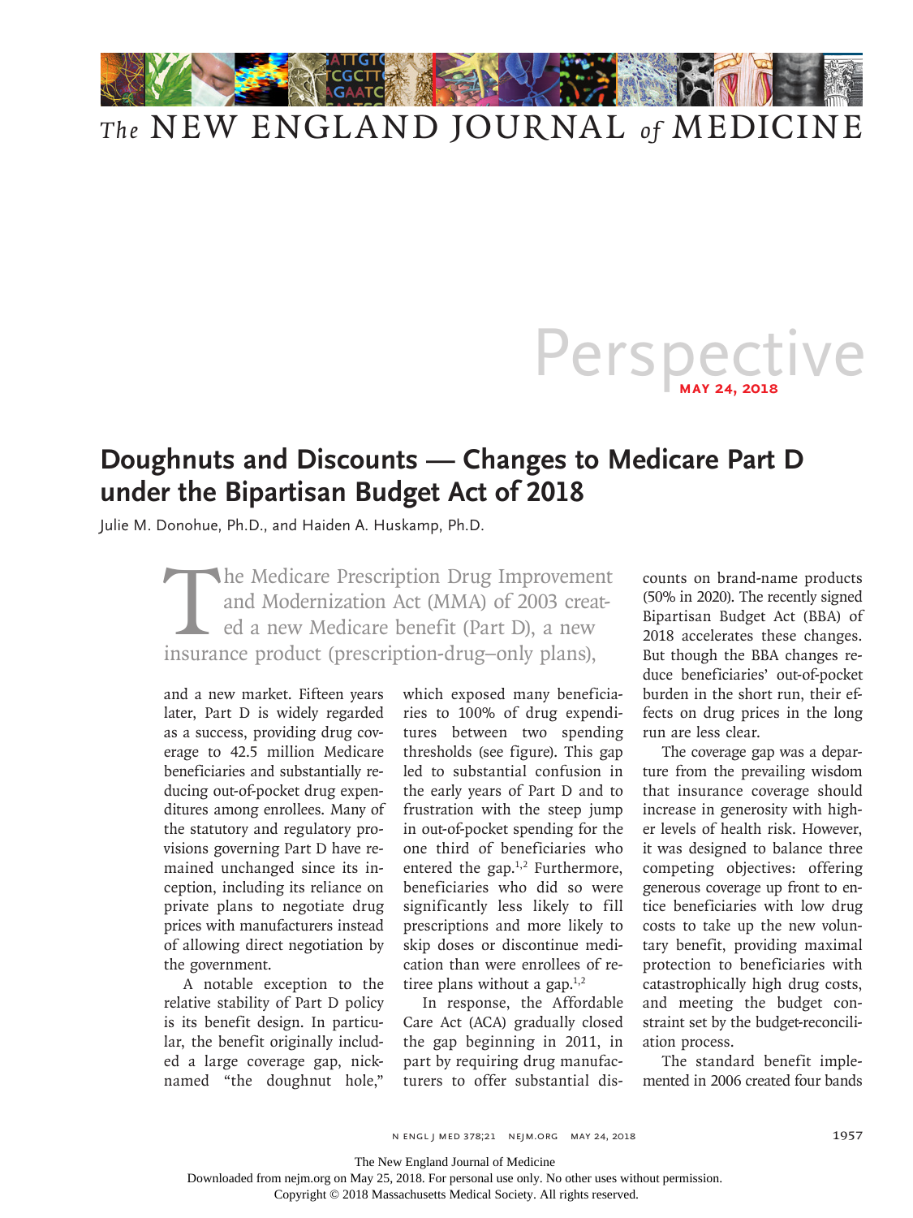# Perspective

May 24, 2018

## Doughnuts and Discounts — Changes to Medicare Part D under the Bipartisan Budget Act of 2018

Julie M. Donohue, Ph.D., and Haiden A. Huskamp, Ph.D.

The Medicare Prescription Drug Improvement and Modernization Act (MMA) of 2003 created a new Medicare benefit (Part D), a new insurance product (prescription-drug–only plans), and a new market. Fifteen years later, Part D is widely regarded as a success, providing drug coverage to 42.5 million Medicare beneficiaries and substantially reducing out-of-pocket drug expenditures among enrollees. Many of the statutory and regulatory provisions governing Part D have remained unchanged since its inception, including its reliance on private plans to negotiate drug prices with manufacturers instead of allowing direct negotiation by the government.

A notable exception to the relative stability of Part D policy is its benefit design. In particular, the benefit originally included a large coverage gap, nicknamed "the doughnut hole," which exposed many beneficiaries to 100% of drug expenditures between two spending thresholds (see figure). This gap led to substantial confusion in the early years of Part D and to frustration with the steep jump in out-of-pocket spending for the one third of beneficiaries who entered the gap.[1,2] Furthermore, beneficiaries who did so were significantly less likely to fill prescriptions and more likely to skip doses or discontinue medication than were enrollees of retiree plans without a gap.[1,2]

In response, the Affordable Care Act (ACA) gradually closed the gap beginning in 2011, in part by requiring drug manufacturers to offer substantial discounts on brand-name products (50% in 2020). The recently signed Bipartisan Budget Act (BBA) of 2018 accelerates these changes. But though the BBA changes reduce beneficiaries' out-of-pocket burden in the short run, their effects on drug prices in the long run are less clear.

The coverage gap was a departure from the prevailing wisdom that insurance coverage should increase in generosity with higher levels of health risk. However, it was designed to balance three competing objectives: offering generous coverage up front to entice beneficiaries with low drug costs to take up the new voluntary benefit, providing maximal protection to beneficiaries with catastrophically high drug costs, and meeting the budget constraint set by the budget-reconciliation process.

The standard benefit implemented in 2006 created four bands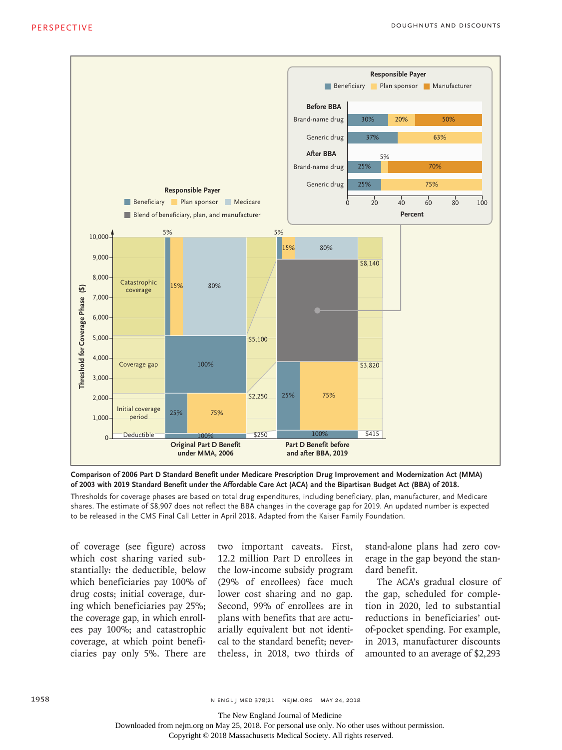**Comparison of 2006 Part D Standard Benefit under Medicare Prescription Drug Improvement and Modernization Act (MMA) of 2003 with 2019 Standard Benefit under the Affordable Care Act (ACA) and the Bipartisan Budget Act (BBA) of 2018.**

Thresholds for coverage phases are based on total drug expenditures, including beneficiary, plan, manufacturer, and Medicare shares. The estimate of $8,907 does not reflect the BBA changes in the coverage gap for 2019. An updated number is expected to be released in the CMS Final Call Letter in April 2018. Adapted from the Kaiser Family Foundation.

of coverage (see figure) across which cost sharing varied substantially: the deductible, below which beneficiaries pay 100% of drug costs; initial coverage, during which beneficiaries pay 25%; the coverage gap, in which enrollees pay 100%; and catastrophic coverage, at which point beneficiaries pay only 5%. There are two important caveats. First, 12.2 million Part D enrollees in the low-income subsidy program (29% of enrollees) face much lower cost sharing and no gap. Second, 99% of enrollees are in plans with benefits that are actuarially equivalent but not identical to the standard benefit; nevertheless, in 2018, two thirds of stand-alone plans had zero coverage in the gap beyond the standard benefit.

The ACA's gradual closure of the gap, scheduled for completion in 2020, led to substantial reductions in beneficiaries' out-of-pocket spending. For example, in 2013, manufacturer discounts amounted to an average of $2,293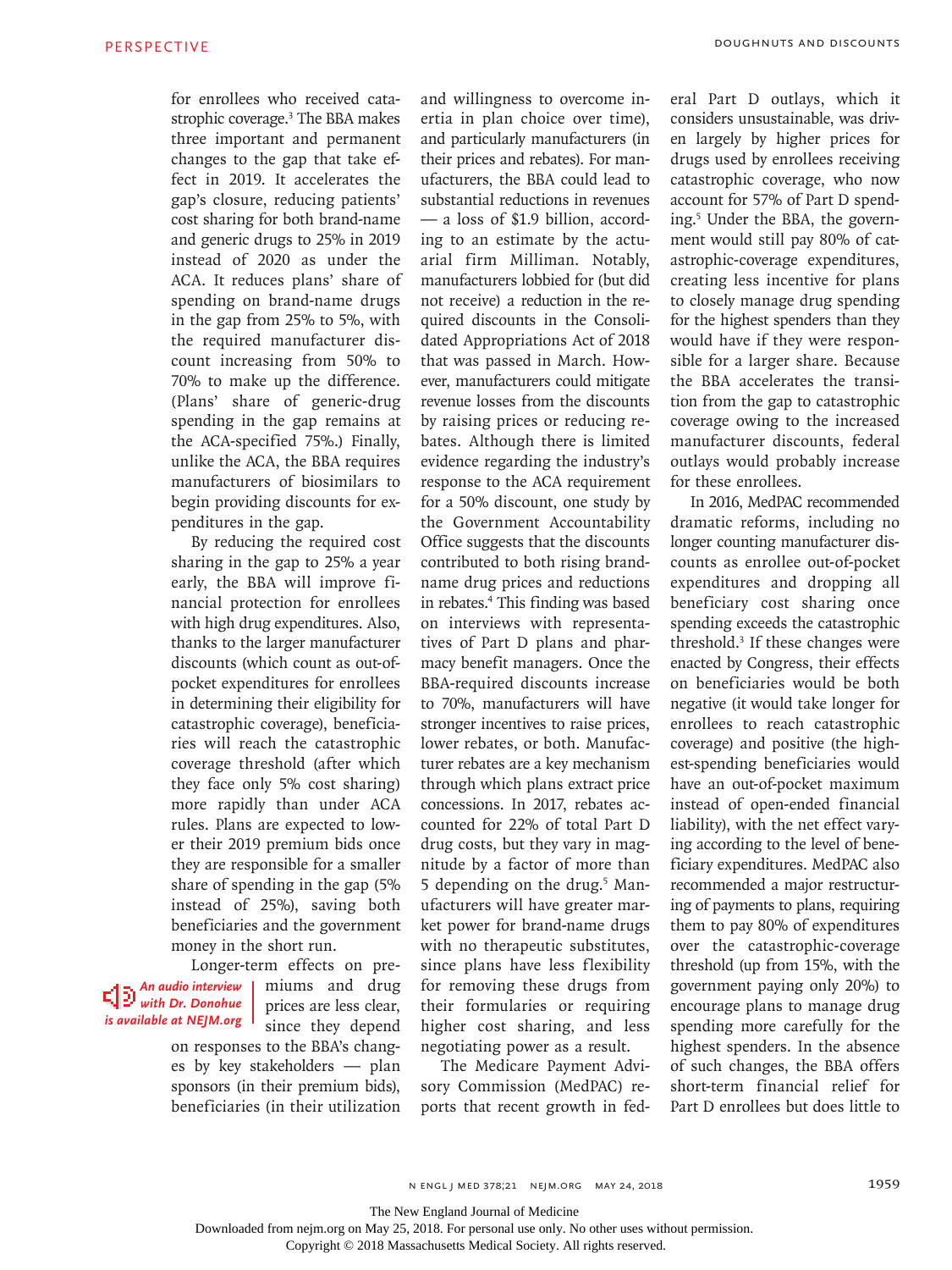for enrollees who received catastrophic coverage.[3] The BBA makes three important and permanent changes to the gap that take effect in 2019. It accelerates the gap's closure, reducing patients' cost sharing for both brand-name and generic drugs to 25% in 2019 instead of 2020 as under the ACA. It reduces plans' share of spending on brand-name drugs in the gap from 25% to 5%, with the required manufacturer discount increasing from 50% to 70% to make up the difference. (Plans' share of generic-drug spending in the gap remains at the ACA-specified 75%.) Finally, unlike the ACA, the BBA requires manufacturers of biosimilars to begin providing discounts for expenditures in the gap.

By reducing the required cost sharing in the gap to 25% a year early, the BBA will improve financial protection for enrollees with high drug expenditures. Also, thanks to the larger manufacturer discounts (which count as out-of-pocket expenditures for enrollees in determining their eligibility for catastrophic coverage), beneficiaries will reach the catastrophic coverage threshold (after which they face only 5% cost sharing) more rapidly than under ACA rules. Plans are expected to lower their 2019 premium bids once they are responsible for a smaller share of spending in the gap (5% instead of 25%), saving both beneficiaries and the government money in the short run.

Longer-term effects on premiums and drug prices are less clear, since they depend on responses to the BBA's changes by key stakeholders — plan sponsors (in their premium bids), beneficiaries (in their utilization and willingness to overcome inertia in plan choice over time), and particularly manufacturers (in their prices and rebates). For manufacturers, the BBA could lead to substantial reductions in revenues — a loss of $1.9 billion, according to an estimate by the actuarial firm Milliman. Notably, manufacturers lobbied for (but did not receive) a reduction in the required discounts in the Consolidated Appropriations Act of 2018 that was passed in March. However, manufacturers could mitigate revenue losses from the discounts by raising prices or reducing rebates. Although there is limited evidence regarding the industry's response to the ACA requirement for a 50% discount, one study by the Government Accountability Office suggests that the discounts contributed to both rising brand-name drug prices and reductions in rebates.[4] This finding was based on interviews with representatives of Part D plans and pharmacy benefit managers. Once the BBA-required discounts increase to 70%, manufacturers will have stronger incentives to raise prices, lower rebates, or both. Manufacturer rebates are a key mechanism through which plans extract price concessions. In 2017, rebates accounted for 22% of total Part D drug costs, but they vary in magnitude by a factor of more than 5 depending on the drug.[5] Manufacturers will have greater market power for brand-name drugs with no therapeutic substitutes, since plans have less flexibility for removing these drugs from their formularies or requiring higher cost sharing, and less negotiating power as a result.

*An audio interview with Dr. Donohue is available at NEJM.org*

The Medicare Payment Advisory Commission (MedPAC) reports that recent growth in federal Part D outlays, which it considers unsustainable, was driven largely by higher prices for drugs used by enrollees receiving catastrophic coverage, who now account for 57% of Part D spending.[5] Under the BBA, the government would still pay 80% of catastrophic-coverage expenditures, creating less incentive for plans to closely manage drug spending for the highest spenders than they would have if they were responsible for a larger share. Because the BBA accelerates the transition from the gap to catastrophic coverage owing to the increased manufacturer discounts, federal outlays would probably increase for these enrollees.

In 2016, MedPAC recommended dramatic reforms, including no longer counting manufacturer discounts as enrollee out-of-pocket expenditures and dropping all beneficiary cost sharing once spending exceeds the catastrophic threshold.[3] If these changes were enacted by Congress, their effects on beneficiaries would be both negative (it would take longer for enrollees to reach catastrophic coverage) and positive (the highest-spending beneficiaries would have an out-of-pocket maximum instead of open-ended financial liability), with the net effect varying according to the level of beneficiary expenditures. MedPAC also recommended a major restructuring of payments to plans, requiring them to pay 80% of expenditures over the catastrophic-coverage threshold (up from 15%, with the government paying only 20%) to encourage plans to manage drug spending more carefully for the highest spenders. In the absence of such changes, the BBA offers short-term financial relief for Part D enrollees but does little to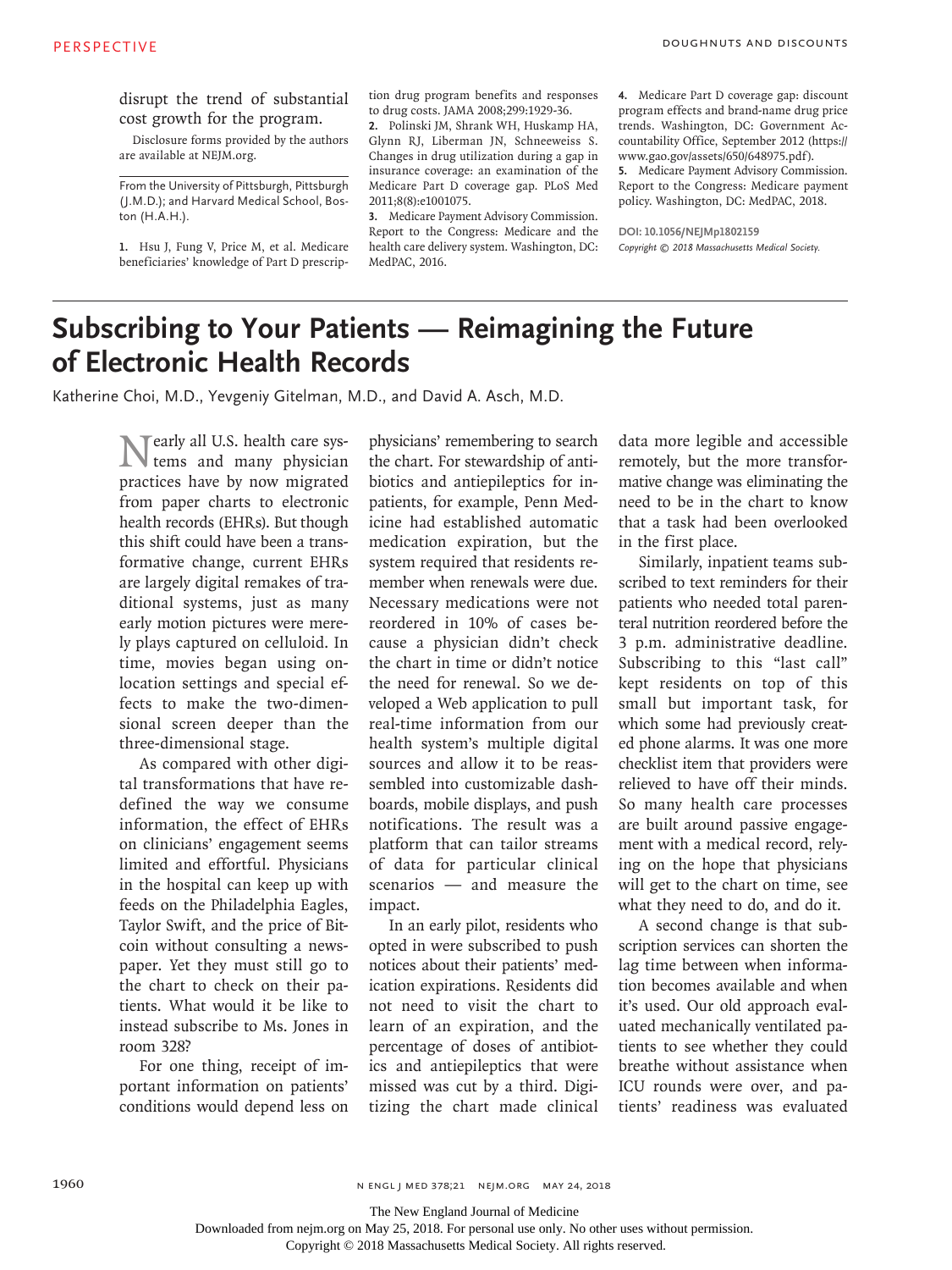disrupt the trend of substantial cost growth for the program.

Disclosure forms provided by the authors are available at NEJM.org.

From the University of Pittsburgh, Pittsburgh (J.M.D.); and Harvard Medical School, Boston (H.A.H.).

1. Hsu J, Fung V, Price M, et al. Medicare beneficiaries' knowledge of Part D prescription drug program benefits and responses to drug costs. JAMA 2008;299:1929-36.
2. Polinski JM, Shrank WH, Huskamp HA, Glynn RJ, Liberman JN, Schneeweiss S. Changes in drug utilization during a gap in insurance coverage: an examination of the Medicare Part D coverage gap. PLoS Med 2011;8(8):e1001075.
3. Medicare Payment Advisory Commission. Report to the Congress: Medicare and the health care delivery system. Washington, DC: MedPAC, 2016.
4. Medicare Part D coverage gap: discount program effects and brand-name drug price trends. Washington, DC: Government Accountability Office, September 2012 (https://www.gao.gov/assets/650/648975.pdf).
5. Medicare Payment Advisory Commission. Report to the Congress: Medicare payment policy. Washington, DC: MedPAC, 2018.

DOI: 10.1056/NEJMp1802159
*Copyright © 2018 Massachusetts Medical Society.*

# Subscribing to Your Patients — Reimagining the Future of Electronic Health Records

Katherine Choi, M.D., Yevgeniy Gitelman, M.D., and David A. Asch, M.D.

Nearly all U.S. health care systems and many physician practices have by now migrated from paper charts to electronic health records (EHRs). But though this shift could have been a transformative change, current EHRs are largely digital remakes of traditional systems, just as many early motion pictures were merely plays captured on celluloid. In time, movies began using on-location settings and special effects to make the two-dimensional screen deeper than the three-dimensional stage.

As compared with other digital transformations that have redefined the way we consume information, the effect of EHRs on clinicians' engagement seems limited and effortful. Physicians in the hospital can keep up with feeds on the Philadelphia Eagles, Taylor Swift, and the price of Bitcoin without consulting a newspaper. Yet they must still go to the chart to check on their patients. What would it be like to instead subscribe to Ms. Jones in room 328?

For one thing, receipt of important information on patients' conditions would depend less on physicians' remembering to search the chart. For stewardship of antibiotics and antiepileptics for inpatients, for example, Penn Medicine had established automatic medication expiration, but the system required that residents remember when renewals were due. Necessary medications were not reordered in 10% of cases because a physician didn't check the chart in time or didn't notice the need for renewal. So we developed a Web application to pull real-time information from our health system's multiple digital sources and allow it to be reassembled into customizable dashboards, mobile displays, and push notifications. The result was a platform that can tailor streams of data for particular clinical scenarios — and measure the impact.

In an early pilot, residents who opted in were subscribed to push notices about their patients' medication expirations. Residents did not need to visit the chart to learn of an expiration, and the percentage of doses of antibiotics and antiepileptics that were missed was cut by a third. Digitizing the chart made clinical data more legible and accessible remotely, but the more transformative change was eliminating the need to be in the chart to know that a task had been overlooked in the first place.

Similarly, inpatient teams subscribed to text reminders for their patients who needed total parenteral nutrition reordered before the 3 p.m. administrative deadline. Subscribing to this "last call" kept residents on top of this small but important task, for which some had previously created phone alarms. It was one more checklist item that providers were relieved to have off their minds. So many health care processes are built around passive engagement with a medical record, relying on the hope that physicians will get to the chart on time, see what they need to do, and do it.

A second change is that subscription services can shorten the lag time between when information becomes available and when it's used. Our old approach evaluated mechanically ventilated patients to see whether they could breathe without assistance when ICU rounds were over, and patients' readiness was evaluated